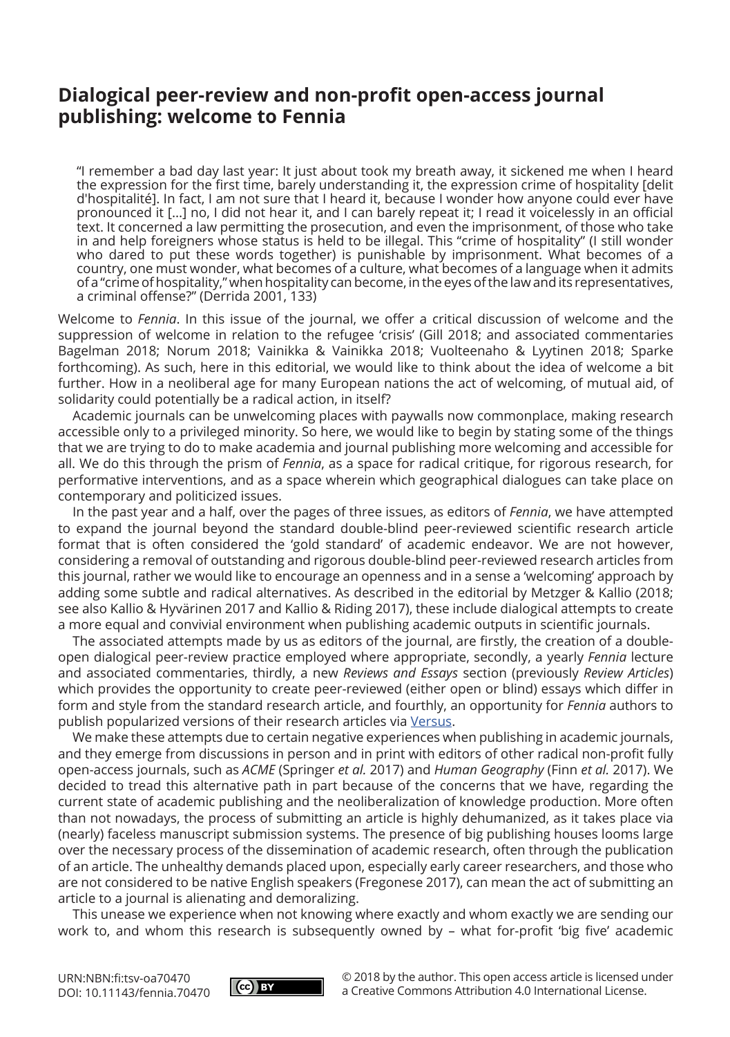# Dialogical peer-review and non-profit open-access journal publishing: welcome to Fennia

> "I remember a bad day last year: It just about took my breath away, it sickened me when I heard the expression for the first time, barely understanding it, the expression crime of hospitality [delit d'hospitalité]. In fact, I am not sure that I heard it, because I wonder how anyone could ever have pronounced it [...] no, I did not hear it, and I can barely repeat it; I read it voicelessly in an official text. It concerned a law permitting the prosecution, and even the imprisonment, of those who take in and help foreigners whose status is held to be illegal. This "crime of hospitality" (I still wonder who dared to put these words together) is punishable by imprisonment. What becomes of a country, one must wonder, what becomes of a culture, what becomes of a language when it admits of a "crime of hospitality," when hospitality can become, in the eyes of the law and its representatives, a criminal offense?" (Derrida 2001, 133)

Welcome to *Fennia*. In this issue of the journal, we offer a critical discussion of welcome and the suppression of welcome in relation to the refugee 'crisis' (Gill 2018; and associated commentaries Bagelman 2018; Norum 2018; Vainikka & Vainikka 2018; Vuolteenaho & Lyytinen 2018; Sparke forthcoming). As such, here in this editorial, we would like to think about the idea of welcome a bit further. How in a neoliberal age for many European nations the act of welcoming, of mutual aid, of solidarity could potentially be a radical action, in itself?

Academic journals can be unwelcoming places with paywalls now commonplace, making research accessible only to a privileged minority. So here, we would like to begin by stating some of the things that we are trying to do to make academia and journal publishing more welcoming and accessible for all. We do this through the prism of *Fennia*, as a space for radical critique, for rigorous research, for performative interventions, and as a space wherein which geographical dialogues can take place on contemporary and politicized issues.

In the past year and a half, over the pages of three issues, as editors of *Fennia*, we have attempted to expand the journal beyond the standard double-blind peer-reviewed scientific research article format that is often considered the 'gold standard' of academic endeavor. We are not however, considering a removal of outstanding and rigorous double-blind peer-reviewed research articles from this journal, rather we would like to encourage an openness and in a sense a 'welcoming' approach by adding some subtle and radical alternatives. As described in the editorial by Metzger & Kallio (2018; see also Kallio & Hyvärinen 2017 and Kallio & Riding 2017), these include dialogical attempts to create a more equal and convivial environment when publishing academic outputs in scientific journals.

The associated attempts made by us as editors of the journal, are firstly, the creation of a double-open dialogical peer-review practice employed where appropriate, secondly, a yearly *Fennia* lecture and associated commentaries, thirdly, a new *Reviews and Essays* section (previously *Review Articles*) which provides the opportunity to create peer-reviewed (either open or blind) essays which differ in form and style from the standard research article, and fourthly, an opportunity for *Fennia* authors to publish popularized versions of their research articles via Versus.

We make these attempts due to certain negative experiences when publishing in academic journals, and they emerge from discussions in person and in print with editors of other radical non-profit fully open-access journals, such as *ACME* (Springer *et al.* 2017) and *Human Geography* (Finn *et al.* 2017). We decided to tread this alternative path in part because of the concerns that we have, regarding the current state of academic publishing and the neoliberalization of knowledge production. More often than not nowadays, the process of submitting an article is highly dehumanized, as it takes place via (nearly) faceless manuscript submission systems. The presence of big publishing houses looms large over the necessary process of the dissemination of academic research, often through the publication of an article. The unhealthy demands placed upon, especially early career researchers, and those who are not considered to be native English speakers (Fregonese 2017), can mean the act of submitting an article to a journal is alienating and demoralizing.

This unease we experience when not knowing where exactly and whom exactly we are sending our work to, and whom this research is subsequently owned by – what for-profit 'big five' academic

URN:NBN:fi:tsv-oa70470
DOI: 10.11143/fennia.70470

© 2018 by the author. This open access article is licensed under a Creative Commons Attribution 4.0 International License.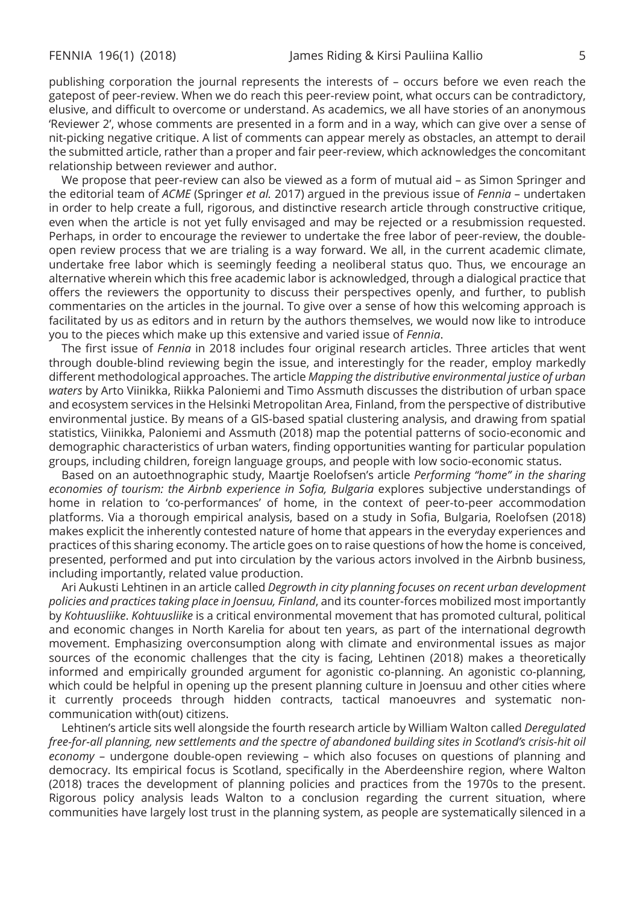publishing corporation the journal represents the interests of – occurs before we even reach the gatepost of peer-review. When we do reach this peer-review point, what occurs can be contradictory, elusive, and difficult to overcome or understand. As academics, we all have stories of an anonymous 'Reviewer 2', whose comments are presented in a form and in a way, which can give over a sense of nit-picking negative critique. A list of comments can appear merely as obstacles, an attempt to derail the submitted article, rather than a proper and fair peer-review, which acknowledges the concomitant relationship between reviewer and author.

We propose that peer-review can also be viewed as a form of mutual aid – as Simon Springer and the editorial team of *ACME* (Springer *et al.* 2017) argued in the previous issue of *Fennia* – undertaken in order to help create a full, rigorous, and distinctive research article through constructive critique, even when the article is not yet fully envisaged and may be rejected or a resubmission requested. Perhaps, in order to encourage the reviewer to undertake the free labor of peer-review, the double-open review process that we are trialing is a way forward. We all, in the current academic climate, undertake free labor which is seemingly feeding a neoliberal status quo. Thus, we encourage an alternative wherein which this free academic labor is acknowledged, through a dialogical practice that offers the reviewers the opportunity to discuss their perspectives openly, and further, to publish commentaries on the articles in the journal. To give over a sense of how this welcoming approach is facilitated by us as editors and in return by the authors themselves, we would now like to introduce you to the pieces which make up this extensive and varied issue of *Fennia*.

The first issue of *Fennia* in 2018 includes four original research articles. Three articles that went through double-blind reviewing begin the issue, and interestingly for the reader, employ markedly different methodological approaches. The article *Mapping the distributive environmental justice of urban waters* by Arto Viinikka, Riikka Paloniemi and Timo Assmuth discusses the distribution of urban space and ecosystem services in the Helsinki Metropolitan Area, Finland, from the perspective of distributive environmental justice. By means of a GIS-based spatial clustering analysis, and drawing from spatial statistics, Viinikka, Paloniemi and Assmuth (2018) map the potential patterns of socio-economic and demographic characteristics of urban waters, finding opportunities wanting for particular population groups, including children, foreign language groups, and people with low socio-economic status.

Based on an autoethnographic study, Maartje Roelofsen's article *Performing "home" in the sharing economies of tourism: the Airbnb experience in Sofia, Bulgaria* explores subjective understandings of home in relation to 'co-performances' of home, in the context of peer-to-peer accommodation platforms. Via a thorough empirical analysis, based on a study in Sofia, Bulgaria, Roelofsen (2018) makes explicit the inherently contested nature of home that appears in the everyday experiences and practices of this sharing economy. The article goes on to raise questions of how the home is conceived, presented, performed and put into circulation by the various actors involved in the Airbnb business, including importantly, related value production.

Ari Aukusti Lehtinen in an article called *Degrowth in city planning focuses on recent urban development policies and practices taking place in Joensuu, Finland*, and its counter-forces mobilized most importantly by *Kohtuusliike*. *Kohtuusliike* is a critical environmental movement that has promoted cultural, political and economic changes in North Karelia for about ten years, as part of the international degrowth movement. Emphasizing overconsumption along with climate and environmental issues as major sources of the economic challenges that the city is facing, Lehtinen (2018) makes a theoretically informed and empirically grounded argument for agonistic co-planning. An agonistic co-planning, which could be helpful in opening up the present planning culture in Joensuu and other cities where it currently proceeds through hidden contracts, tactical manoeuvres and systematic non-communication with(out) citizens.

Lehtinen's article sits well alongside the fourth research article by William Walton called *Deregulated free-for-all planning, new settlements and the spectre of abandoned building sites in Scotland's crisis-hit oil economy* – undergone double-open reviewing – which also focuses on questions of planning and democracy. Its empirical focus is Scotland, specifically in the Aberdeenshire region, where Walton (2018) traces the development of planning policies and practices from the 1970s to the present. Rigorous policy analysis leads Walton to a conclusion regarding the current situation, where communities have largely lost trust in the planning system, as people are systematically silenced in a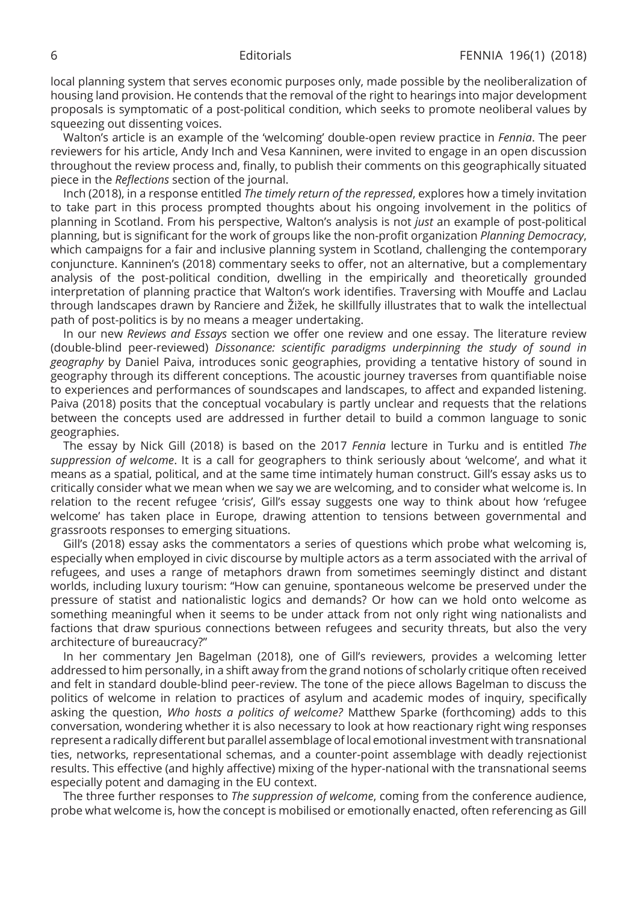local planning system that serves economic purposes only, made possible by the neoliberalization of housing land provision. He contends that the removal of the right to hearings into major development proposals is symptomatic of a post-political condition, which seeks to promote neoliberal values by squeezing out dissenting voices.

Walton's article is an example of the 'welcoming' double-open review practice in *Fennia*. The peer reviewers for his article, Andy Inch and Vesa Kanninen, were invited to engage in an open discussion throughout the review process and, finally, to publish their comments on this geographically situated piece in the *Reflections* section of the journal.

Inch (2018), in a response entitled *The timely return of the repressed*, explores how a timely invitation to take part in this process prompted thoughts about his ongoing involvement in the politics of planning in Scotland. From his perspective, Walton's analysis is not *just* an example of post-political planning, but is significant for the work of groups like the non-profit organization *Planning Democracy*, which campaigns for a fair and inclusive planning system in Scotland, challenging the contemporary conjuncture. Kanninen's (2018) commentary seeks to offer, not an alternative, but a complementary analysis of the post-political condition, dwelling in the empirically and theoretically grounded interpretation of planning practice that Walton's work identifies. Traversing with Mouffe and Laclau through landscapes drawn by Ranciere and Žižek, he skillfully illustrates that to walk the intellectual path of post-politics is by no means a meager undertaking.

In our new *Reviews and Essays* section we offer one review and one essay. The literature review (double-blind peer-reviewed) *Dissonance: scientific paradigms underpinning the study of sound in geography* by Daniel Paiva, introduces sonic geographies, providing a tentative history of sound in geography through its different conceptions. The acoustic journey traverses from quantifiable noise to experiences and performances of soundscapes and landscapes, to affect and expanded listening. Paiva (2018) posits that the conceptual vocabulary is partly unclear and requests that the relations between the concepts used are addressed in further detail to build a common language to sonic geographies.

The essay by Nick Gill (2018) is based on the 2017 *Fennia* lecture in Turku and is entitled *The suppression of welcome*. It is a call for geographers to think seriously about 'welcome', and what it means as a spatial, political, and at the same time intimately human construct. Gill's essay asks us to critically consider what we mean when we say we are welcoming, and to consider what welcome is. In relation to the recent refugee 'crisis', Gill's essay suggests one way to think about how 'refugee welcome' has taken place in Europe, drawing attention to tensions between governmental and grassroots responses to emerging situations.

Gill's (2018) essay asks the commentators a series of questions which probe what welcoming is, especially when employed in civic discourse by multiple actors as a term associated with the arrival of refugees, and uses a range of metaphors drawn from sometimes seemingly distinct and distant worlds, including luxury tourism: "How can genuine, spontaneous welcome be preserved under the pressure of statist and nationalistic logics and demands? Or how can we hold onto welcome as something meaningful when it seems to be under attack from not only right wing nationalists and factions that draw spurious connections between refugees and security threats, but also the very architecture of bureaucracy?"

In her commentary Jen Bagelman (2018), one of Gill's reviewers, provides a welcoming letter addressed to him personally, in a shift away from the grand notions of scholarly critique often received and felt in standard double-blind peer-review. The tone of the piece allows Bagelman to discuss the politics of welcome in relation to practices of asylum and academic modes of inquiry, specifically asking the question, *Who hosts a politics of welcome?* Matthew Sparke (forthcoming) adds to this conversation, wondering whether it is also necessary to look at how reactionary right wing responses represent a radically different but parallel assemblage of local emotional investment with transnational ties, networks, representational schemas, and a counter-point assemblage with deadly rejectionist results. This effective (and highly affective) mixing of the hyper-national with the transnational seems especially potent and damaging in the EU context.

The three further responses to *The suppression of welcome*, coming from the conference audience, probe what welcome is, how the concept is mobilised or emotionally enacted, often referencing as Gill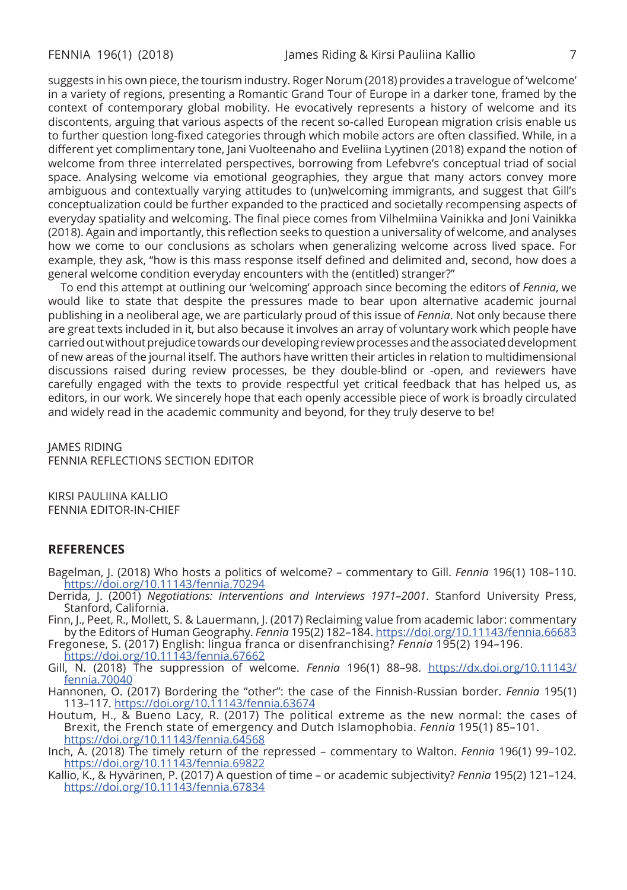suggests in his own piece, the tourism industry. Roger Norum (2018) provides a travelogue of 'welcome' in a variety of regions, presenting a Romantic Grand Tour of Europe in a darker tone, framed by the context of contemporary global mobility. He evocatively represents a history of welcome and its discontents, arguing that various aspects of the recent so-called European migration crisis enable us to further question long-fixed categories through which mobile actors are often classified. While, in a different yet complimentary tone, Jani Vuolteenaho and Eveliina Lyytinen (2018) expand the notion of welcome from three interrelated perspectives, borrowing from Lefebvre's conceptual triad of social space. Analysing welcome via emotional geographies, they argue that many actors convey more ambiguous and contextually varying attitudes to (un)welcoming immigrants, and suggest that Gill's conceptualization could be further expanded to the practiced and societally recompensing aspects of everyday spatiality and welcoming. The final piece comes from Vilhelmiina Vainikka and Joni Vainikka (2018). Again and importantly, this reflection seeks to question a universality of welcome, and analyses how we come to our conclusions as scholars when generalizing welcome across lived space. For example, they ask, "how is this mass response itself defined and delimited and, second, how does a general welcome condition everyday encounters with the (entitled) stranger?"

To end this attempt at outlining our 'welcoming' approach since becoming the editors of *Fennia*, we would like to state that despite the pressures made to bear upon alternative academic journal publishing in a neoliberal age, we are particularly proud of this issue of *Fennia*. Not only because there are great texts included in it, but also because it involves an array of voluntary work which people have carried out without prejudice towards our developing review processes and the associated development of new areas of the journal itself. The authors have written their articles in relation to multidimensional discussions raised during review processes, be they double-blind or -open, and reviewers have carefully engaged with the texts to provide respectful yet critical feedback that has helped us, as editors, in our work. We sincerely hope that each openly accessible piece of work is broadly circulated and widely read in the academic community and beyond, for they truly deserve to be!

JAMES RIDING
FENNIA REFLECTIONS SECTION EDITOR

KIRSI PAULIINA KALLIO
FENNIA EDITOR-IN-CHIEF

## REFERENCES

Bagelman, J. (2018) Who hosts a politics of welcome? – commentary to Gill. *Fennia* 196(1) 108–110. https://doi.org/10.11143/fennia.70294

Derrida, J. (2001) *Negotiations: Interventions and Interviews 1971–2001*. Stanford University Press, Stanford, California.

Finn, J., Peet, R., Mollett, S. & Lauermann, J. (2017) Reclaiming value from academic labor: commentary by the Editors of Human Geography. *Fennia* 195(2) 182–184. https://doi.org/10.11143/fennia.66683

Fregonese, S. (2017) English: lingua franca or disenfranchising? *Fennia* 195(2) 194–196. https://doi.org/10.11143/fennia.67662

Gill, N. (2018) The suppression of welcome. *Fennia* 196(1) 88–98. https://dx.doi.org/10.11143/fennia.70040

Hannonen, O. (2017) Bordering the "other": the case of the Finnish-Russian border. *Fennia* 195(1) 113–117. https://doi.org/10.11143/fennia.63674

Houtum, H., & Bueno Lacy, R. (2017) The political extreme as the new normal: the cases of Brexit, the French state of emergency and Dutch Islamophobia. *Fennia* 195(1) 85–101. https://doi.org/10.11143/fennia.64568

Inch, A. (2018) The timely return of the repressed – commentary to Walton. *Fennia* 196(1) 99–102. https://doi.org/10.11143/fennia.69822

Kallio, K., & Hyvärinen, P. (2017) A question of time – or academic subjectivity? *Fennia* 195(2) 121–124. https://doi.org/10.11143/fennia.67834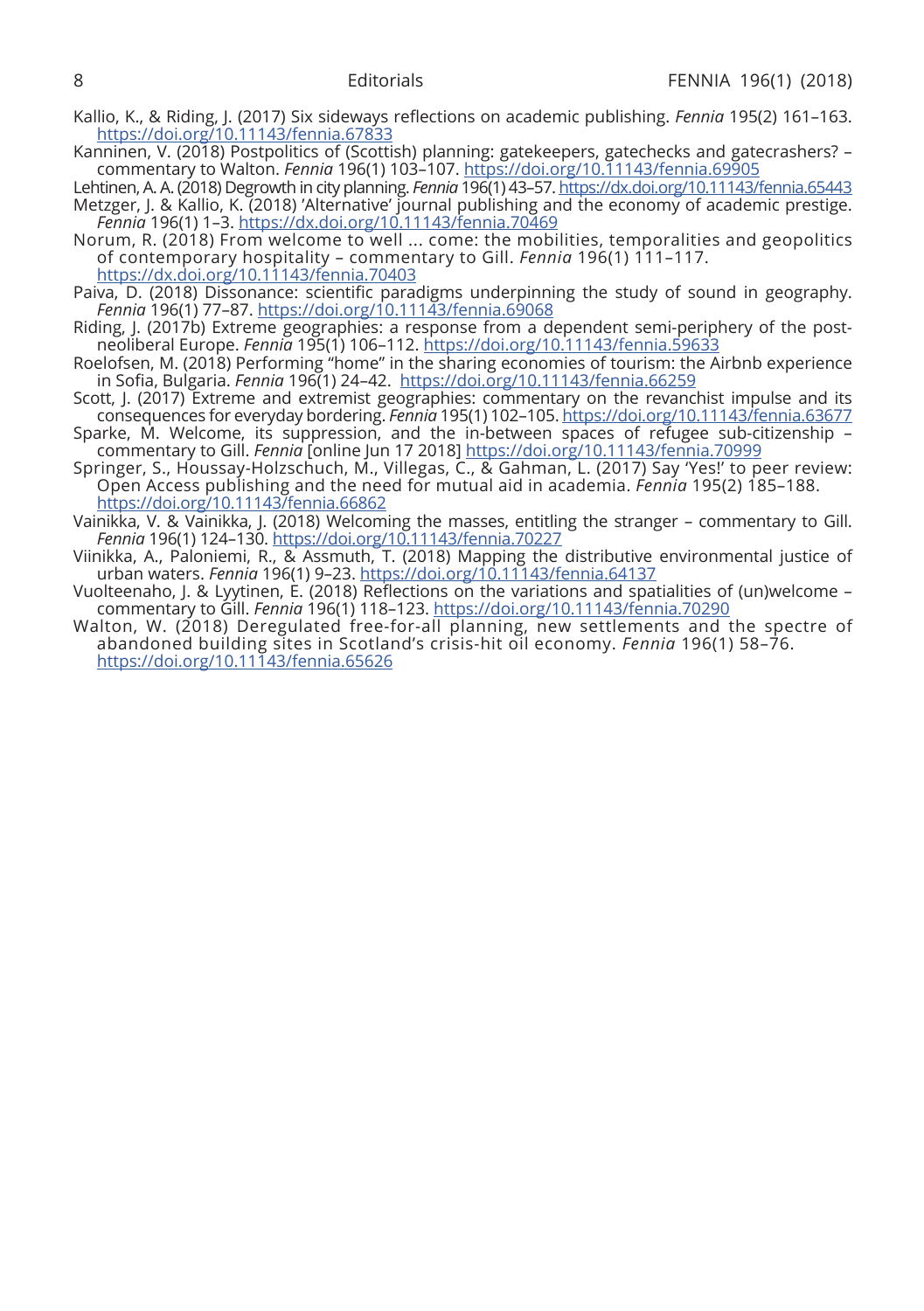Kallio, K., & Riding, J. (2017) Six sideways reflections on academic publishing. *Fennia* 195(2) 161–163. https://doi.org/10.11143/fennia.67833

Kanninen, V. (2018) Postpolitics of (Scottish) planning: gatekeepers, gatechecks and gatecrashers? – commentary to Walton. *Fennia* 196(1) 103–107. https://doi.org/10.11143/fennia.69905

Lehtinen, A. A. (2018) Degrowth in city planning. *Fennia* 196(1) 43–57. https://dx.doi.org/10.11143/fennia.65443

Metzger, J. & Kallio, K. (2018) 'Alternative' journal publishing and the economy of academic prestige. *Fennia* 196(1) 1–3. https://dx.doi.org/10.11143/fennia.70469

Norum, R. (2018) From welcome to well ... come: the mobilities, temporalities and geopolitics of contemporary hospitality – commentary to Gill. *Fennia* 196(1) 111–117. https://dx.doi.org/10.11143/fennia.70403

Paiva, D. (2018) Dissonance: scientific paradigms underpinning the study of sound in geography. *Fennia* 196(1) 77–87. https://doi.org/10.11143/fennia.69068

Riding, J. (2017b) Extreme geographies: a response from a dependent semi-periphery of the post-neoliberal Europe. *Fennia* 195(1) 106–112. https://doi.org/10.11143/fennia.59633

Roelofsen, M. (2018) Performing "home" in the sharing economies of tourism: the Airbnb experience in Sofia, Bulgaria. *Fennia* 196(1) 24–42. https://doi.org/10.11143/fennia.66259

Scott, J. (2017) Extreme and extremist geographies: commentary on the revanchist impulse and its consequences for everyday bordering. *Fennia* 195(1) 102–105. https://doi.org/10.11143/fennia.63677

Sparke, M. Welcome, its suppression, and the in-between spaces of refugee sub-citizenship – commentary to Gill. *Fennia* [online Jun 17 2018] https://doi.org/10.11143/fennia.70999

Springer, S., Houssay-Holzschuch, M., Villegas, C., & Gahman, L. (2017) Say 'Yes!' to peer review: Open Access publishing and the need for mutual aid in academia. *Fennia* 195(2) 185–188. https://doi.org/10.11143/fennia.66862

Vainikka, V. & Vainikka, J. (2018) Welcoming the masses, entitling the stranger – commentary to Gill. *Fennia* 196(1) 124–130. https://doi.org/10.11143/fennia.70227

Viinikka, A., Paloniemi, R., & Assmuth, T. (2018) Mapping the distributive environmental justice of urban waters. *Fennia* 196(1) 9–23. https://doi.org/10.11143/fennia.64137

Vuolteenaho, J. & Lyytinen, E. (2018) Reflections on the variations and spatialities of (un)welcome – commentary to Gill. *Fennia* 196(1) 118–123. https://doi.org/10.11143/fennia.70290

Walton, W. (2018) Deregulated free-for-all planning, new settlements and the spectre of abandoned building sites in Scotland's crisis-hit oil economy. *Fennia* 196(1) 58–76. https://doi.org/10.11143/fennia.65626